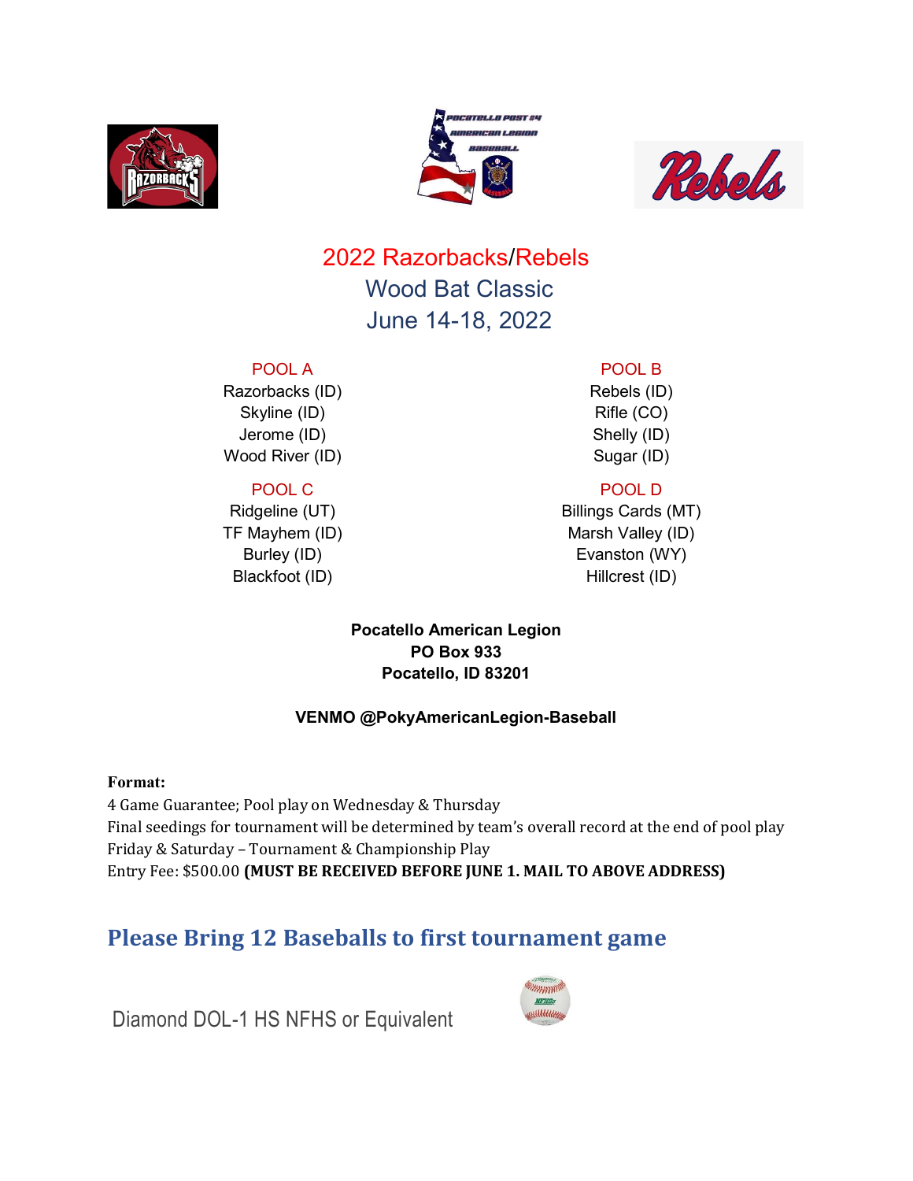# 2022 Razorbacks/Rebels Wood Bat Classic

## June 14-18, 2022

| POOL A | POOL B |
|---|---|
| Razorbacks (ID) | Rebels (ID) |
| Skyline (ID) | Rifle (CO) |
| Jerome (ID) | Shelly (ID) |
| Wood River (ID) | Sugar (ID) |

| POOL C | POOL D |
|---|---|
| Ridgeline (UT) | Billings Cards (MT) |
| TF Mayhem (ID) | Marsh Valley (ID) |
| Burley (ID) | Evanston (WY) |
| Blackfoot (ID) | Hillcrest (ID) |

**Pocatello American Legion**
**PO Box 933**
**Pocatello, ID 83201**

**VENMO @PokyAmericanLegion-Baseball**

**Format:**

4 Game Guarantee; Pool play on Wednesday & Thursday
Final seedings for tournament will be determined by team's overall record at the end of pool play
Friday & Saturday – Tournament & Championship Play
Entry Fee: $500.00 **(MUST BE RECEIVED BEFORE JUNE 1. MAIL TO ABOVE ADDRESS)**

## Please Bring 12 Baseballs to first tournament game

Diamond DOL-1 HS NFHS or Equivalent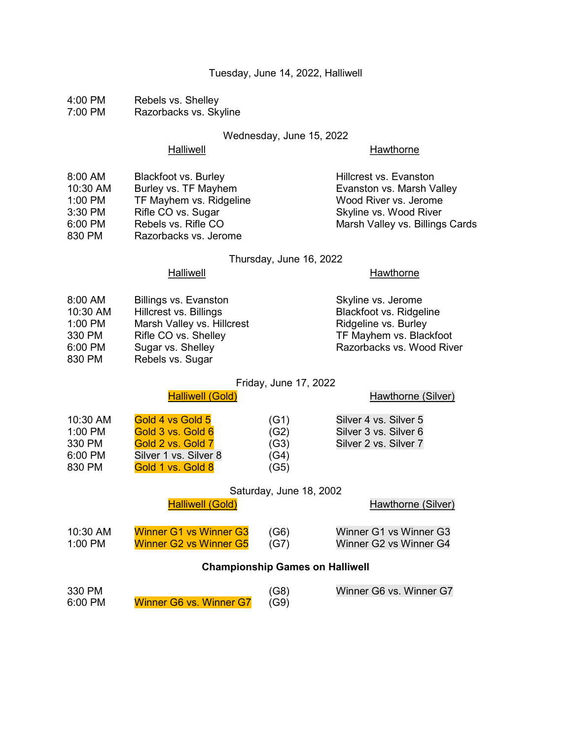Tuesday, June 14, 2022, Halliwell

| | |
|---|---|
| 4:00 PM | Rebels vs. Shelley |
| 7:00 PM | Razorbacks vs. Skyline |

Wednesday, June 15, 2022

| | Halliwell | Hawthorne |
|---|---|---|
| 8:00 AM | Blackfoot vs. Burley | Hillcrest vs. Evanston |
| 10:30 AM | Burley vs. TF Mayhem | Evanston vs. Marsh Valley |
| 1:00 PM | TF Mayhem vs. Ridgeline | Wood River vs. Jerome |
| 3:30 PM | Rifle CO vs. Sugar | Skyline vs. Wood River |
| 6:00 PM | Rebels vs. Rifle CO | Marsh Valley vs. Billings Cards |
| 830 PM | Razorbacks vs. Jerome | |

Thursday, June 16, 2022

| | Halliwell | Hawthorne |
|---|---|---|
| 8:00 AM | Billings vs. Evanston | Skyline vs. Jerome |
| 10:30 AM | Hillcrest vs. Billings | Blackfoot vs. Ridgeline |
| 1:00 PM | Marsh Valley vs. Hillcrest | Ridgeline vs. Burley |
| 330 PM | Rifle CO vs. Shelley | TF Mayhem vs. Blackfoot |
| 6:00 PM | Sugar vs. Shelley | Razorbacks vs. Wood River |
| 830 PM | Rebels vs. Sugar | |

Friday, June 17, 2022

| | Halliwell (Gold) | | Hawthorne (Silver) |
|---|---|---|---|
| 10:30 AM | Gold 4 vs Gold 5 | (G1) | Silver 4 vs. Silver 5 |
| 1:00 PM | Gold 3 vs. Gold 6 | (G2) | Silver 3 vs. Silver 6 |
| 330 PM | Gold 2 vs. Gold 7 | (G3) | Silver 2 vs. Silver 7 |
| 6:00 PM | Silver 1 vs. Silver 8 | (G4) | |
| 830 PM | Gold 1 vs. Gold 8 | (G5) | |

Saturday, June 18, 2002

| | Halliwell (Gold) | | Hawthorne (Silver) |
|---|---|---|---|
| 10:30 AM | Winner G1 vs Winner G3 | (G6) | Winner G1 vs Winner G3 |
| 1:00 PM | Winner G2 vs Winner G5 | (G7) | Winner G2 vs Winner G4 |

**Championship Games on Halliwell**

| | | | |
|---|---|---|---|
| 330 PM | | (G8) | Winner G6 vs. Winner G7 |
| 6:00 PM | Winner G6 vs. Winner G7 | (G9) | |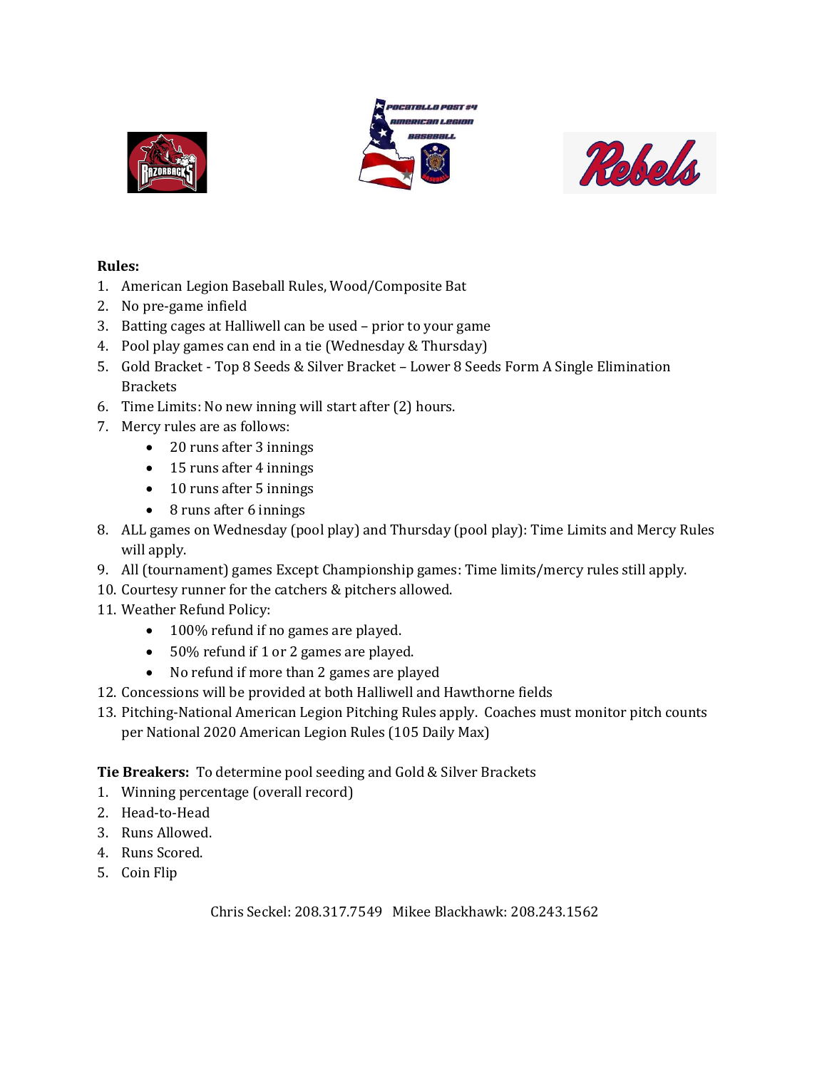**Rules:**

1. American Legion Baseball Rules, Wood/Composite Bat
2. No pre-game infield
3. Batting cages at Halliwell can be used – prior to your game
4. Pool play games can end in a tie (Wednesday & Thursday)
5. Gold Bracket - Top 8 Seeds & Silver Bracket – Lower 8 Seeds Form A Single Elimination Brackets
6. Time Limits: No new inning will start after (2) hours.
7. Mercy rules are as follows:
   - 20 runs after 3 innings
   - 15 runs after 4 innings
   - 10 runs after 5 innings
   - 8 runs after 6 innings
8. ALL games on Wednesday (pool play) and Thursday (pool play): Time Limits and Mercy Rules will apply.
9. All (tournament) games Except Championship games: Time limits/mercy rules still apply.
10. Courtesy runner for the catchers & pitchers allowed.
11. Weather Refund Policy:
    - 100% refund if no games are played.
    - 50% refund if 1 or 2 games are played.
    - No refund if more than 2 games are played
12. Concessions will be provided at both Halliwell and Hawthorne fields
13. Pitching-National American Legion Pitching Rules apply. Coaches must monitor pitch counts per National 2020 American Legion Rules (105 Daily Max)

**Tie Breakers:** To determine pool seeding and Gold & Silver Brackets

1. Winning percentage (overall record)
2. Head-to-Head
3. Runs Allowed.
4. Runs Scored.
5. Coin Flip

Chris Seckel: 208.317.7549 Mikee Blackhawk: 208.243.1562